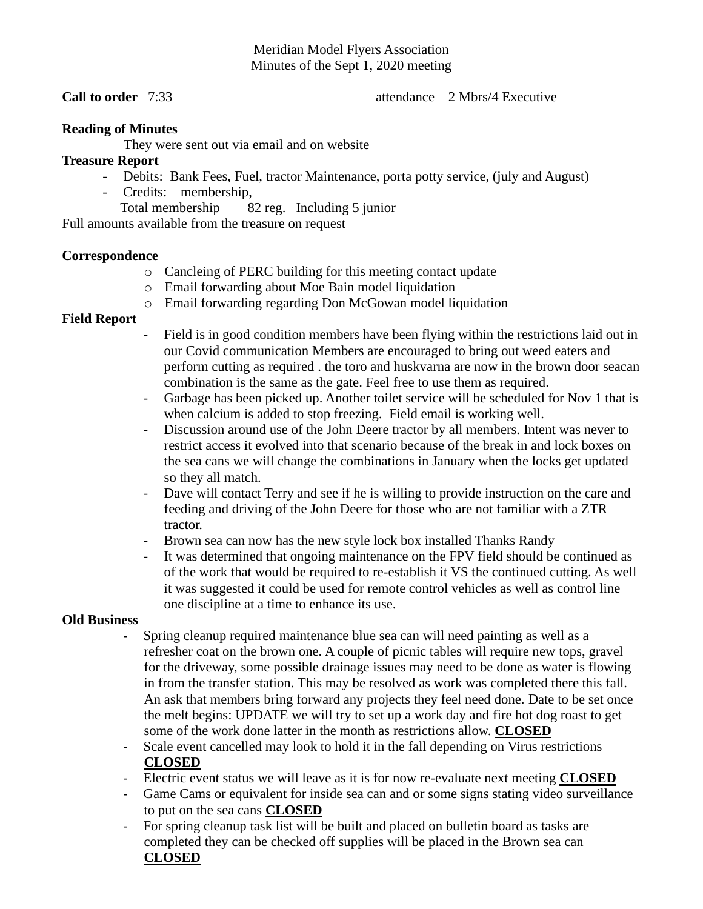Meridian Model Flyers Association
Minutes of the Sept 1, 2020 meeting

**Call to order** 7:33 attendance 2 Mbrs/4 Executive

**Reading of Minutes**

They were sent out via email and on website

**Treasure Report**

- Debits: Bank Fees, Fuel, tractor Maintenance, porta potty service, (july and August)
- Credits: membership,

  Total membership 82 reg. Including 5 junior

Full amounts available from the treasure on request

**Correspondence**

- Cancleing of PERC building for this meeting contact update
- Email forwarding about Moe Bain model liquidation
- Email forwarding regarding Don McGowan model liquidation

**Field Report**

- Field is in good condition members have been flying within the restrictions laid out in our Covid communication Members are encouraged to bring out weed eaters and perform cutting as required . the toro and huskvarna are now in the brown door seacan combination is the same as the gate. Feel free to use them as required.
- Garbage has been picked up. Another toilet service will be scheduled for Nov 1 that is when calcium is added to stop freezing. Field email is working well.
- Discussion around use of the John Deere tractor by all members. Intent was never to restrict access it evolved into that scenario because of the break in and lock boxes on the sea cans we will change the combinations in January when the locks get updated so they all match.
- Dave will contact Terry and see if he is willing to provide instruction on the care and feeding and driving of the John Deere for those who are not familiar with a ZTR tractor.
- Brown sea can now has the new style lock box installed Thanks Randy
- It was determined that ongoing maintenance on the FPV field should be continued as of the work that would be required to re-establish it VS the continued cutting. As well it was suggested it could be used for remote control vehicles as well as control line one discipline at a time to enhance its use.

**Old Business**

- Spring cleanup required maintenance blue sea can will need painting as well as a refresher coat on the brown one. A couple of picnic tables will require new tops, gravel for the driveway, some possible drainage issues may need to be done as water is flowing in from the transfer station. This may be resolved as work was completed there this fall. An ask that members bring forward any projects they feel need done. Date to be set once the melt begins: UPDATE we will try to set up a work day and fire hot dog roast to get some of the work done latter in the month as restrictions allow. **CLOSED**
- Scale event cancelled may look to hold it in the fall depending on Virus restrictions **CLOSED**
- Electric event status we will leave as it is for now re-evaluate next meeting **CLOSED**
- Game Cams or equivalent for inside sea can and or some signs stating video surveillance to put on the sea cans **CLOSED**
- For spring cleanup task list will be built and placed on bulletin board as tasks are completed they can be checked off supplies will be placed in the Brown sea can **CLOSED**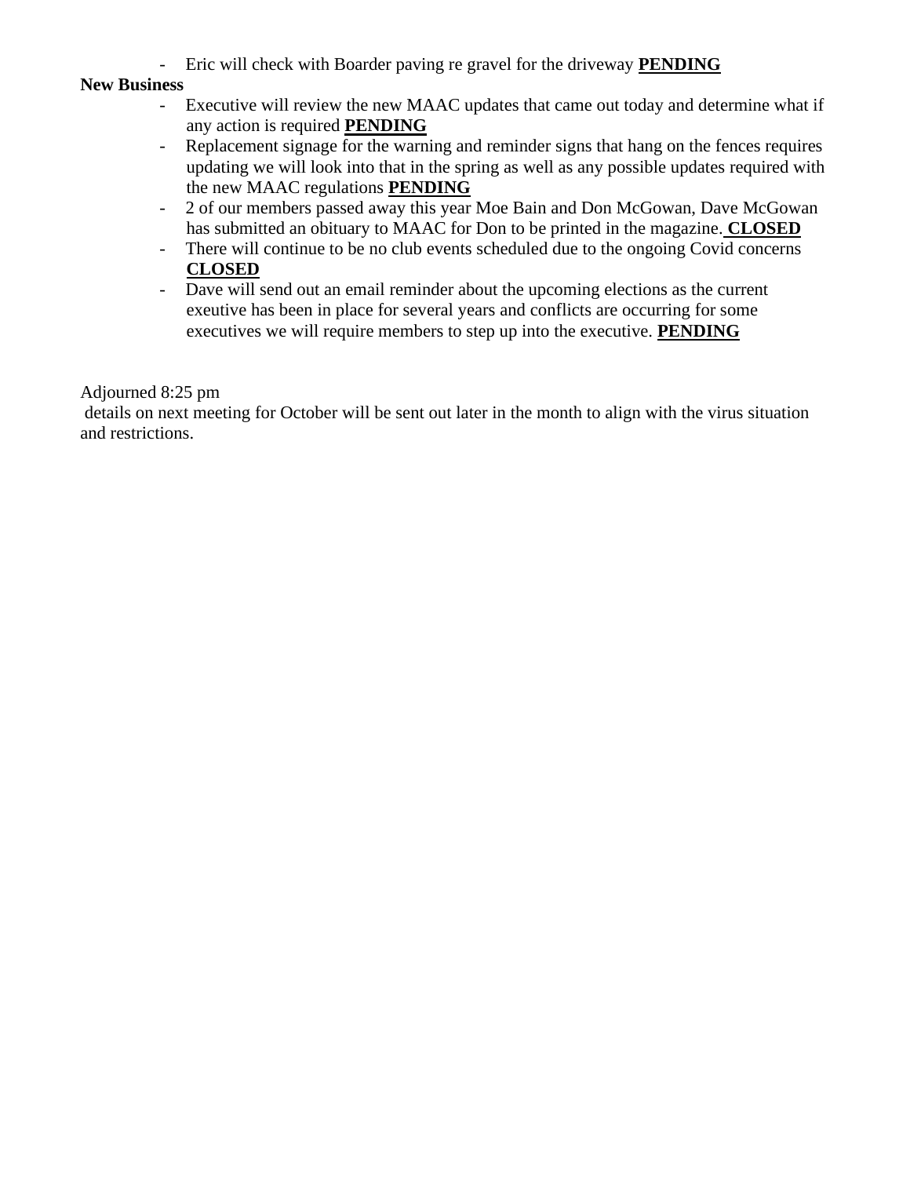- Eric will check with Boarder paving re gravel for the driveway **PENDING**

**New Business**

- Executive will review the new MAAC updates that came out today and determine what if any action is required **PENDING**
- Replacement signage for the warning and reminder signs that hang on the fences requires updating we will look into that in the spring as well as any possible updates required with the new MAAC regulations **PENDING**
- 2 of our members passed away this year Moe Bain and Don McGowan, Dave McGowan has submitted an obituary to MAAC for Don to be printed in the magazine. **CLOSED**
- There will continue to be no club events scheduled due to the ongoing Covid concerns **CLOSED**
- Dave will send out an email reminder about the upcoming elections as the current exeutive has been in place for several years and conflicts are occurring for some executives we will require members to step up into the executive. **PENDING**

Adjourned 8:25 pm

details on next meeting for October will be sent out later in the month to align with the virus situation and restrictions.